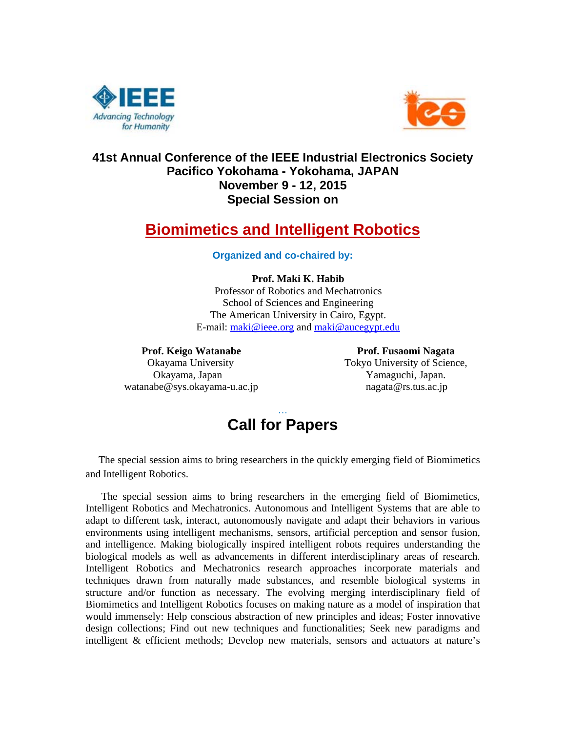**41st Annual Conference of the IEEE Industrial Electronics Society**
**Pacifico Yokohama - Yokohama, JAPAN**
**November 9 - 12, 2015**
**Special Session on**

# Biomimetics and Intelligent Robotics

**Organized and co-chaired by:**

**Prof. Maki K. Habib**
Professor of Robotics and Mechatronics
School of Sciences and Engineering
The American University in Cairo, Egypt.
E-mail: maki@ieee.org and maki@aucegypt.edu

**Prof. Keigo Watanabe**
Okayama University
Okayama, Japan
watanabe@sys.okayama-u.ac.jp

**Prof. Fusaomi Nagata**
Tokyo University of Science,
Yamaguchi, Japan.
nagata@rs.tus.ac.jp

…

## Call for Papers

The special session aims to bring researchers in the quickly emerging field of Biomimetics and Intelligent Robotics.

The special session aims to bring researchers in the emerging field of Biomimetics, Intelligent Robotics and Mechatronics. Autonomous and Intelligent Systems that are able to adapt to different task, interact, autonomously navigate and adapt their behaviors in various environments using intelligent mechanisms, sensors, artificial perception and sensor fusion, and intelligence. Making biologically inspired intelligent robots requires understanding the biological models as well as advancements in different interdisciplinary areas of research. Intelligent Robotics and Mechatronics research approaches incorporate materials and techniques drawn from naturally made substances, and resemble biological systems in structure and/or function as necessary. The evolving merging interdisciplinary field of Biomimetics and Intelligent Robotics focuses on making nature as a model of inspiration that would immensely: Help conscious abstraction of new principles and ideas; Foster innovative design collections; Find out new techniques and functionalities; Seek new paradigms and intelligent & efficient methods; Develop new materials, sensors and actuators at nature's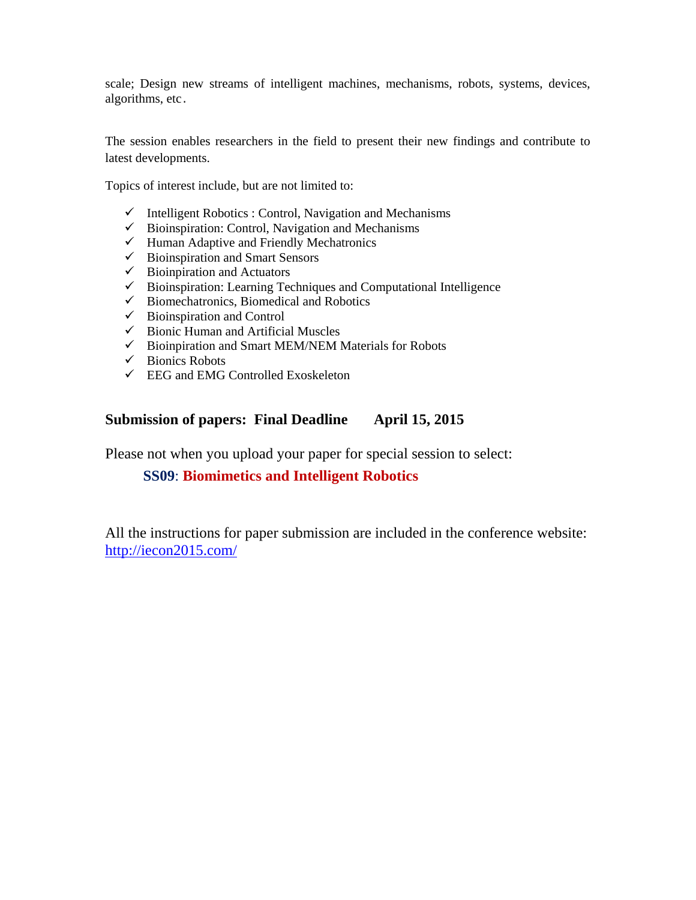scale; Design new streams of intelligent machines, mechanisms, robots, systems, devices, algorithms, etc.

The session enables researchers in the field to present their new findings and contribute to latest developments.

Topics of interest include, but are not limited to:

- ✓ Intelligent Robotics : Control, Navigation and Mechanisms
- ✓ Bioinspiration: Control, Navigation and Mechanisms
- ✓ Human Adaptive and Friendly Mechatronics
- ✓ Bioinspiration and Smart Sensors
- ✓ Bioinpiration and Actuators
- ✓ Bioinspiration: Learning Techniques and Computational Intelligence
- ✓ Biomechatronics, Biomedical and Robotics
- ✓ Bioinspiration and Control
- ✓ Bionic Human and Artificial Muscles
- ✓ Bioinpiration and Smart MEM/NEM Materials for Robots
- ✓ Bionics Robots
- ✓ EEG and EMG Controlled Exoskeleton

**Submission of papers: Final Deadline April 15, 2015**

Please not when you upload your paper for special session to select:

**SS09**: **Biomimetics and Intelligent Robotics**

All the instructions for paper submission are included in the conference website: [http://iecon2015.com/](http://iecon2015.com/)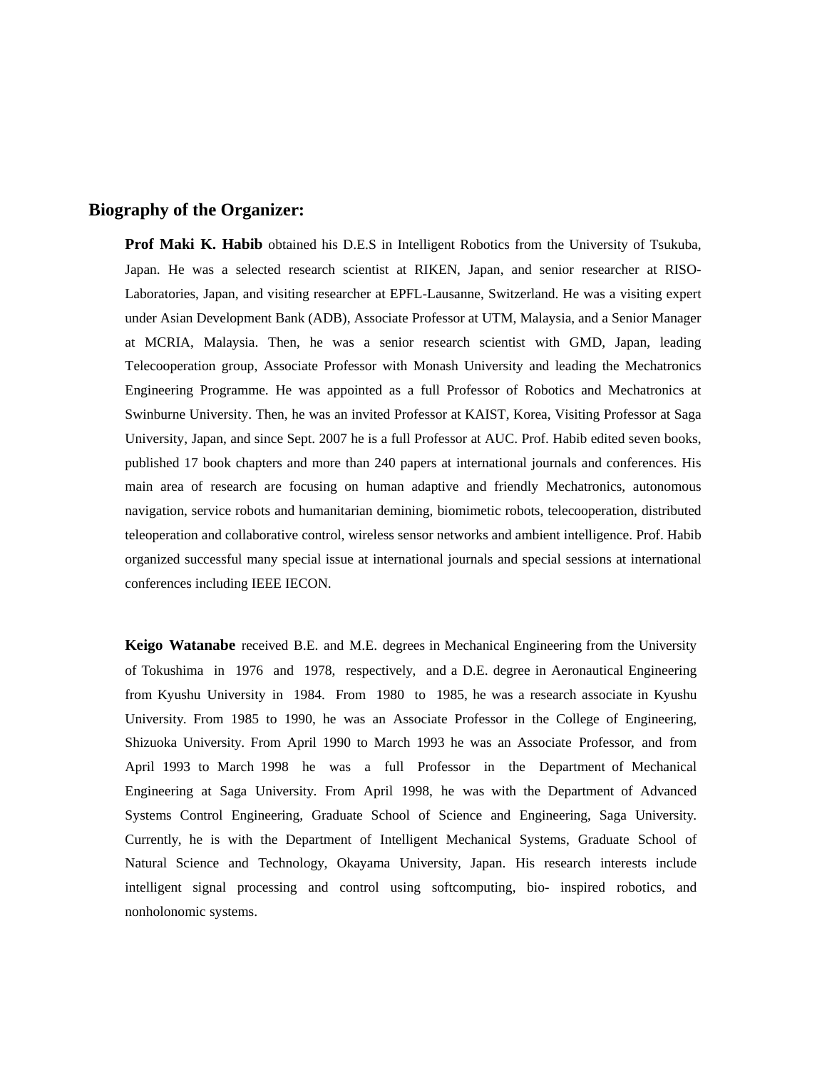## Biography of the Organizer:

**Prof Maki K. Habib** obtained his D.E.S in Intelligent Robotics from the University of Tsukuba, Japan. He was a selected research scientist at RIKEN, Japan, and senior researcher at RISO-Laboratories, Japan, and visiting researcher at EPFL-Lausanne, Switzerland. He was a visiting expert under Asian Development Bank (ADB), Associate Professor at UTM, Malaysia, and a Senior Manager at MCRIA, Malaysia. Then, he was a senior research scientist with GMD, Japan, leading Telecooperation group, Associate Professor with Monash University and leading the Mechatronics Engineering Programme. He was appointed as a full Professor of Robotics and Mechatronics at Swinburne University. Then, he was an invited Professor at KAIST, Korea, Visiting Professor at Saga University, Japan, and since Sept. 2007 he is a full Professor at AUC. Prof. Habib edited seven books, published 17 book chapters and more than 240 papers at international journals and conferences. His main area of research are focusing on human adaptive and friendly Mechatronics, autonomous navigation, service robots and humanitarian demining, biomimetic robots, telecooperation, distributed teleoperation and collaborative control, wireless sensor networks and ambient intelligence. Prof. Habib organized successful many special issue at international journals and special sessions at international conferences including IEEE IECON.

**Keigo Watanabe** received B.E. and M.E. degrees in Mechanical Engineering from the University of Tokushima in 1976 and 1978, respectively, and a D.E. degree in Aeronautical Engineering from Kyushu University in 1984. From 1980 to 1985, he was a research associate in Kyushu University. From 1985 to 1990, he was an Associate Professor in the College of Engineering, Shizuoka University. From April 1990 to March 1993 he was an Associate Professor, and from April 1993 to March 1998 he was a full Professor in the Department of Mechanical Engineering at Saga University. From April 1998, he was with the Department of Advanced Systems Control Engineering, Graduate School of Science and Engineering, Saga University. Currently, he is with the Department of Intelligent Mechanical Systems, Graduate School of Natural Science and Technology, Okayama University, Japan. His research interests include intelligent signal processing and control using softcomputing, bio- inspired robotics, and nonholonomic systems.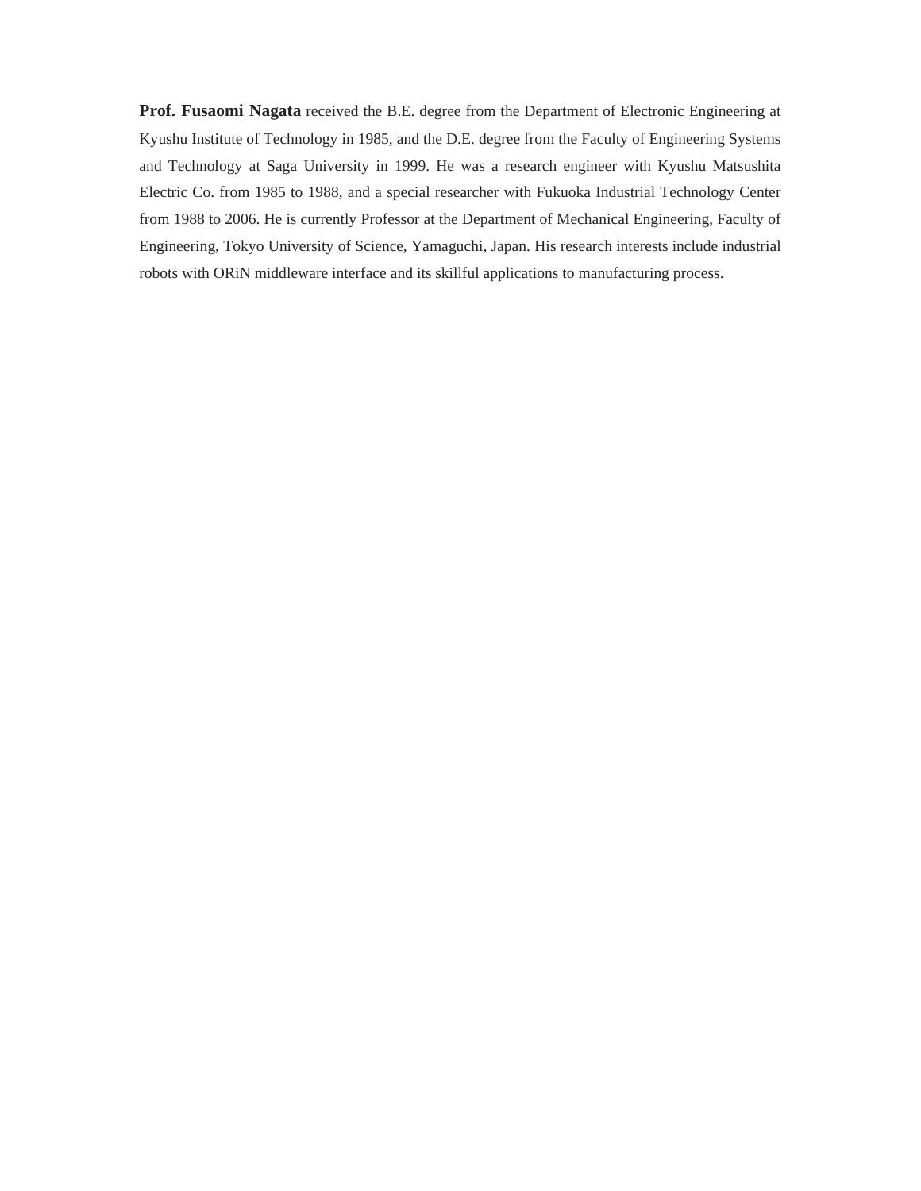**Prof. Fusaomi Nagata** received the B.E. degree from the Department of Electronic Engineering at Kyushu Institute of Technology in 1985, and the D.E. degree from the Faculty of Engineering Systems and Technology at Saga University in 1999. He was a research engineer with Kyushu Matsushita Electric Co. from 1985 to 1988, and a special researcher with Fukuoka Industrial Technology Center from 1988 to 2006. He is currently Professor at the Department of Mechanical Engineering, Faculty of Engineering, Tokyo University of Science, Yamaguchi, Japan. His research interests include industrial robots with ORiN middleware interface and its skillful applications to manufacturing process.